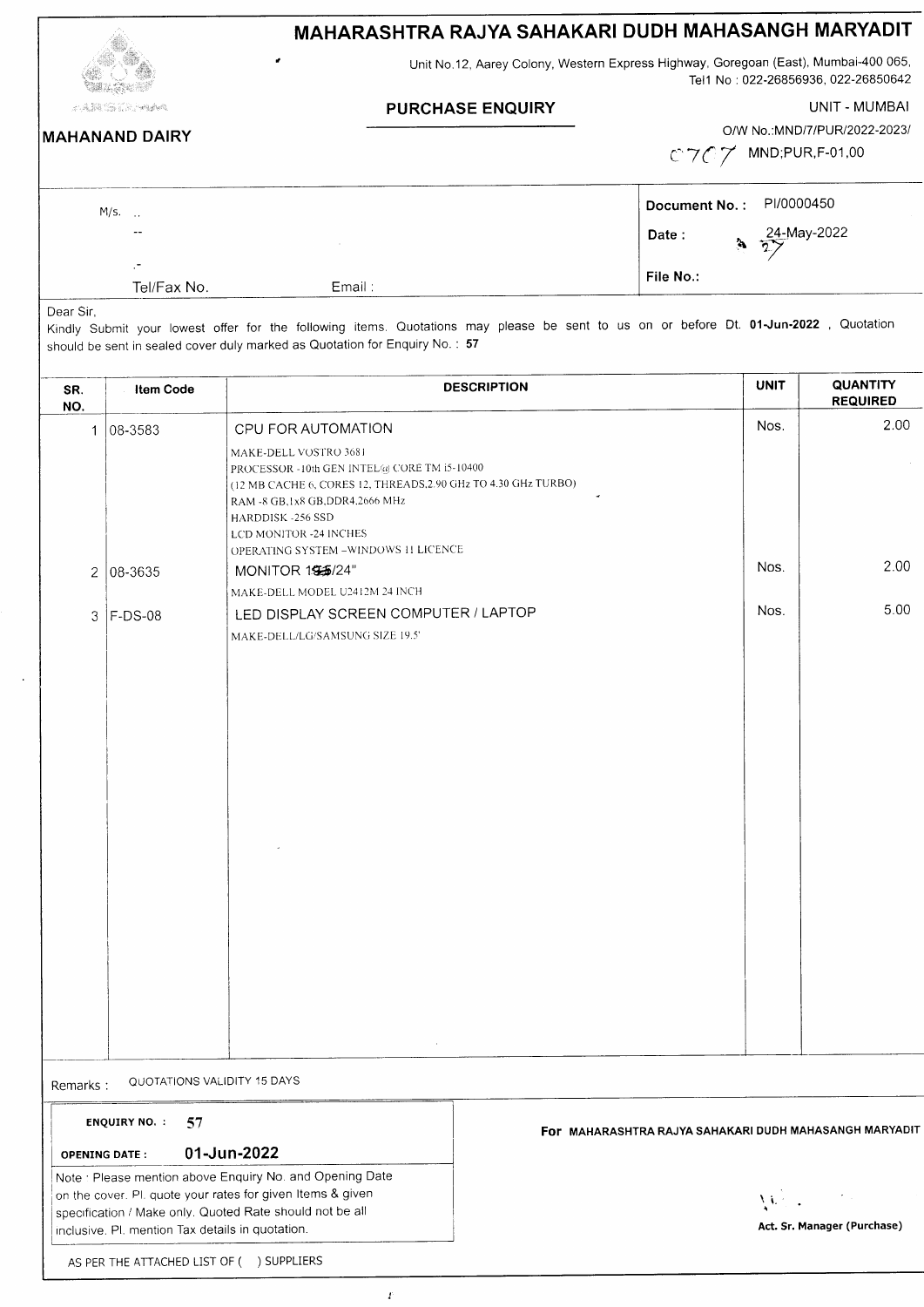# MAHARASHTRA RAJYA SAHAKARI DUDH MAHASANGH MARYADIT

Unit No.12, Aarey Colony, Western Express Highway, Goregoan (East), Mumbai-400 065, Tel1 No : 022-26856936, 022-26850642

**MAHANAND DAIRY**

## PURCHASE ENQUIRY

UNIT - MUMBAI

O/W No.:MND/7/PUR/2022-2023/ C707 MND;PUR,F-01,00

M/s. ..

--

Tel/Fax No. Email :

**Document No. :** PI/0000450

**Date :** 24-May-2022 27

**File No.:**

Dear Sir,

Kindly Submit your lowest offer for the following items. Quotations may please be sent to us on or before Dt. **01-Jun-2022** , Quotation should be sent in sealed cover duly marked as Quotation for Enquiry No. : **57**

| SR. NO. | Item Code | DESCRIPTION | UNIT | QUANTITY REQUIRED |
|---|---|---|---|---|
| 1 | 08-3583 | CPU FOR AUTOMATION<br>MAKE-DELL VOSTRO 3681<br>PROCESSOR -10th GEN INTEL@ CORE TM i5-10400<br>(12 MB CACHE 6, CORES 12, THREADS,2.90 GHz TO 4.30 GHz TURBO)<br>RAM -8 GB,1x8 GB,DDR4,2666 MHz<br>HARDDISK -256 SSD<br>LCD MONITOR -24 INCHES<br>OPERATING SYSTEM -WINDOWS 11 LICENCE | Nos. | 2.00 |
| 2 | 08-3635 | MONITOR 195/24"<br>MAKE-DELL MODEL U2412M 24 INCH | Nos. | 2.00 |
| 3 | F-DS-08 | LED DISPLAY SCREEN COMPUTER / LAPTOP<br>MAKE-DELL/LG/SAMSUNG SIZE 19.5' | Nos. | 5.00 |

Remarks : QUOTATIONS VALIDITY 15 DAYS

**ENQUIRY NO. :** **57**

**OPENING DATE :** **01-Jun-2022**

Note : Please mention above Enquiry No. and Opening Date on the cover. Pl. quote your rates for given Items & given specification / Make only. Quoted Rate should not be all inclusive. Pl. mention Tax details in quotation.

**For MAHARASHTRA RAJYA SAHAKARI DUDH MAHASANGH MARYADIT**

**Act. Sr. Manager (Purchase)**

AS PER THE ATTACHED LIST OF ( ) SUPPLIERS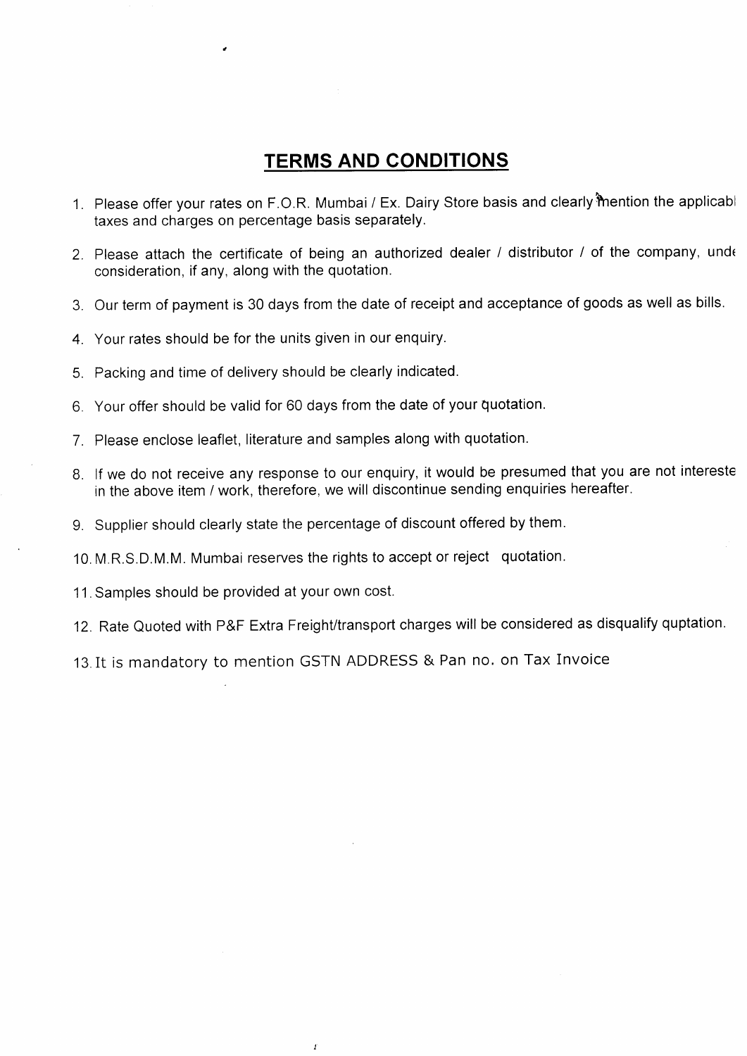# TERMS AND CONDITIONS

1. Please offer your rates on F.O.R. Mumbai / Ex. Dairy Store basis and clearly mention the applicabl taxes and charges on percentage basis separately.
2. Please attach the certificate of being an authorized dealer / distributor / of the company, unde consideration, if any, along with the quotation.
3. Our term of payment is 30 days from the date of receipt and acceptance of goods as well as bills.
4. Your rates should be for the units given in our enquiry.
5. Packing and time of delivery should be clearly indicated.
6. Your offer should be valid for 60 days from the date of your quotation.
7. Please enclose leaflet, literature and samples along with quotation.
8. If we do not receive any response to our enquiry, it would be presumed that you are not intereste in the above item / work, therefore, we will discontinue sending enquiries hereafter.
9. Supplier should clearly state the percentage of discount offered by them.
10. M.R.S.D.M.M. Mumbai reserves the rights to accept or reject quotation.
11. Samples should be provided at your own cost.
12. Rate Quoted with P&F Extra Freight/transport charges will be considered as disqualify quptation.
13. It is mandatory to mention GSTN ADDRESS & Pan no. on Tax Invoice